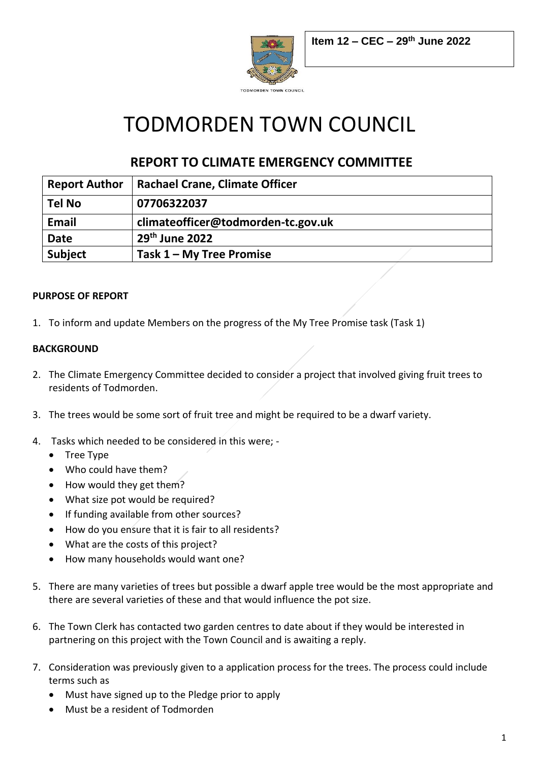Item 12 – CEC – 29th June 2022

# TODMORDEN TOWN COUNCIL

## REPORT TO CLIMATE EMERGENCY COMMITTEE

| Report Author | Rachael Crane, Climate Officer |
|---|---|
| Tel No | 07706322037 |
| Email | climateofficer@todmorden-tc.gov.uk |
| Date | 29th June 2022 |
| Subject | Task 1 – My Tree Promise |

**PURPOSE OF REPORT**

1. To inform and update Members on the progress of the My Tree Promise task (Task 1)

**BACKGROUND**

2. The Climate Emergency Committee decided to consider a project that involved giving fruit trees to residents of Todmorden.

3. The trees would be some sort of fruit tree and might be required to be a dwarf variety.

4. Tasks which needed to be considered in this were; -
   - Tree Type
   - Who could have them?
   - How would they get them?
   - What size pot would be required?
   - If funding available from other sources?
   - How do you ensure that it is fair to all residents?
   - What are the costs of this project?
   - How many households would want one?

5. There are many varieties of trees but possible a dwarf apple tree would be the most appropriate and there are several varieties of these and that would influence the pot size.

6. The Town Clerk has contacted two garden centres to date about if they would be interested in partnering on this project with the Town Council and is awaiting a reply.

7. Consideration was previously given to a application process for the trees. The process could include terms such as
   - Must have signed up to the Pledge prior to apply
   - Must be a resident of Todmorden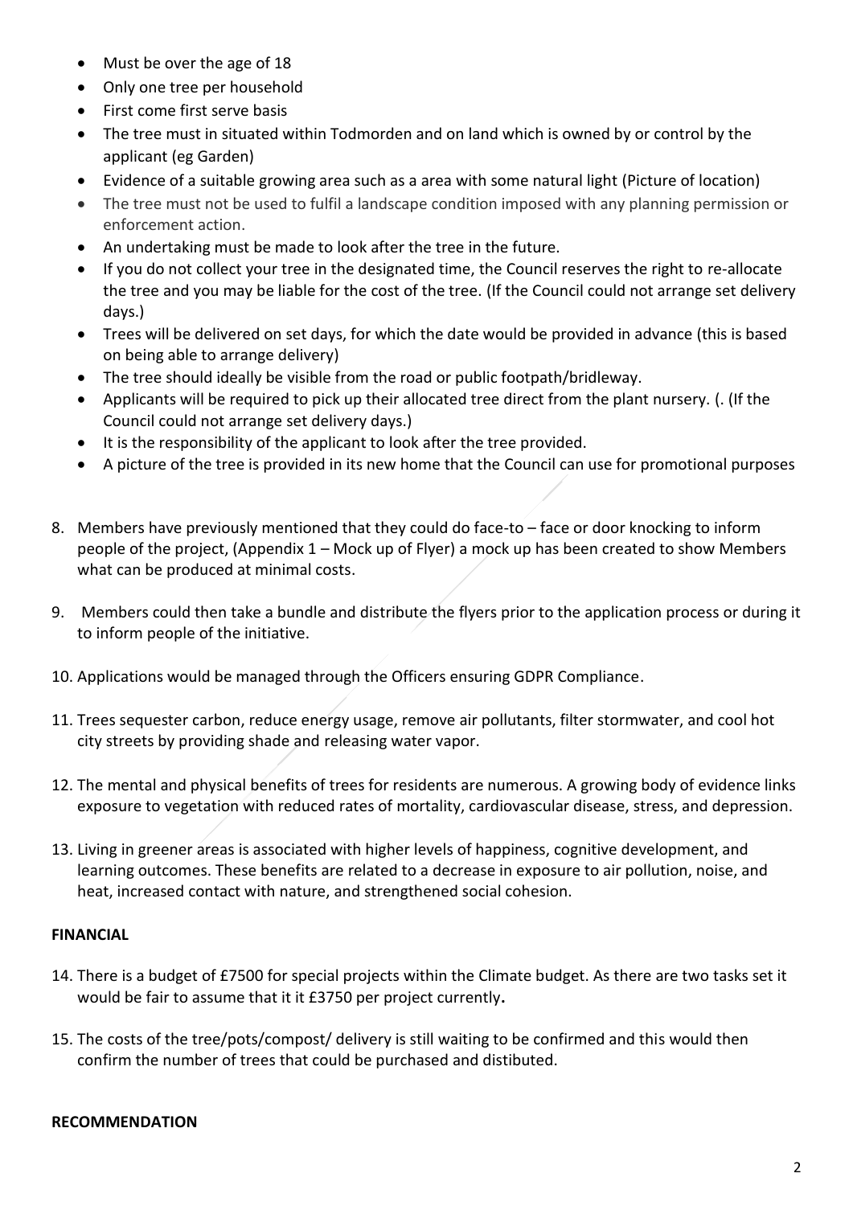- Must be over the age of 18
- Only one tree per household
- First come first serve basis
- The tree must in situated within Todmorden and on land which is owned by or control by the applicant (eg Garden)
- Evidence of a suitable growing area such as a area with some natural light (Picture of location)
- The tree must not be used to fulfil a landscape condition imposed with any planning permission or enforcement action.
- An undertaking must be made to look after the tree in the future.
- If you do not collect your tree in the designated time, the Council reserves the right to re-allocate the tree and you may be liable for the cost of the tree. (If the Council could not arrange set delivery days.)
- Trees will be delivered on set days, for which the date would be provided in advance (this is based on being able to arrange delivery)
- The tree should ideally be visible from the road or public footpath/bridleway.
- Applicants will be required to pick up their allocated tree direct from the plant nursery. (. (If the Council could not arrange set delivery days.)
- It is the responsibility of the applicant to look after the tree provided.
- A picture of the tree is provided in its new home that the Council can use for promotional purposes

8. Members have previously mentioned that they could do face-to – face or door knocking to inform people of the project, (Appendix 1 – Mock up of Flyer) a mock up has been created to show Members what can be produced at minimal costs.

9. Members could then take a bundle and distribute the flyers prior to the application process or during it to inform people of the initiative.

10. Applications would be managed through the Officers ensuring GDPR Compliance.

11. Trees sequester carbon, reduce energy usage, remove air pollutants, filter stormwater, and cool hot city streets by providing shade and releasing water vapor.

12. The mental and physical benefits of trees for residents are numerous. A growing body of evidence links exposure to vegetation with reduced rates of mortality, cardiovascular disease, stress, and depression.

13. Living in greener areas is associated with higher levels of happiness, cognitive development, and learning outcomes. These benefits are related to a decrease in exposure to air pollution, noise, and heat, increased contact with nature, and strengthened social cohesion.

**FINANCIAL**

14. There is a budget of £7500 for special projects within the Climate budget. As there are two tasks set it would be fair to assume that it it £3750 per project currently**.**

15. The costs of the tree/pots/compost/ delivery is still waiting to be confirmed and this would then confirm the number of trees that could be purchased and distibuted.

**RECOMMENDATION**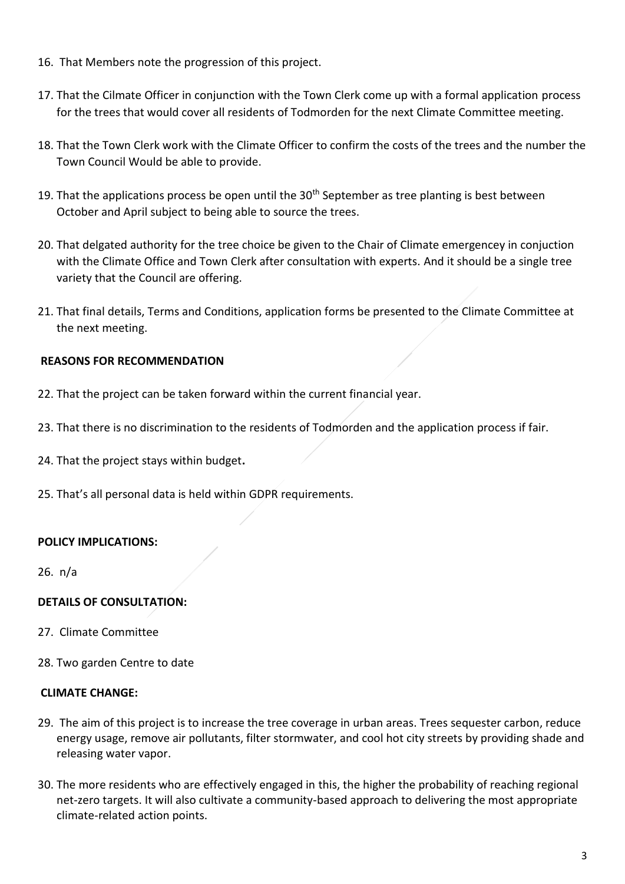16. That Members note the progression of this project.

17. That the Cilmate Officer in conjunction with the Town Clerk come up with a formal application process for the trees that would cover all residents of Todmorden for the next Climate Committee meeting.

18. That the Town Clerk work with the Climate Officer to confirm the costs of the trees and the number the Town Council Would be able to provide.

19. That the applications process be open until the 30th September as tree planting is best between October and April subject to being able to source the trees.

20. That delgated authority for the tree choice be given to the Chair of Climate emergencey in conjuction with the Climate Office and Town Clerk after consultation with experts. And it should be a single tree variety that the Council are offering.

21. That final details, Terms and Conditions, application forms be presented to the Climate Committee at the next meeting.

**REASONS FOR RECOMMENDATION**

22. That the project can be taken forward within the current financial year.

23. That there is no discrimination to the residents of Todmorden and the application process if fair.

24. That the project stays within budget**.**

25. That's all personal data is held within GDPR requirements.

**POLICY IMPLICATIONS:**

26. n/a

**DETAILS OF CONSULTATION:**

27. Climate Committee

28. Two garden Centre to date

**CLIMATE CHANGE:**

29. The aim of this project is to increase the tree coverage in urban areas. Trees sequester carbon, reduce energy usage, remove air pollutants, filter stormwater, and cool hot city streets by providing shade and releasing water vapor.

30. The more residents who are effectively engaged in this, the higher the probability of reaching regional net-zero targets. It will also cultivate a community-based approach to delivering the most appropriate climate-related action points.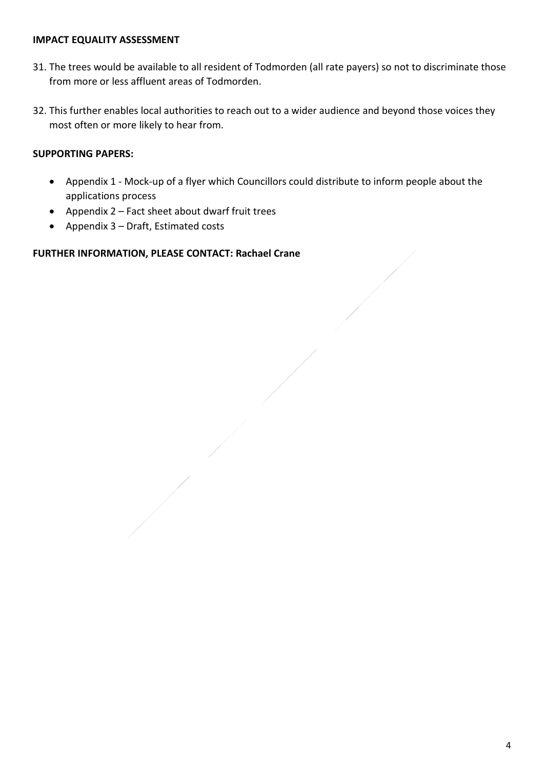**IMPACT EQUALITY ASSESSMENT**

31. The trees would be available to all resident of Todmorden (all rate payers) so not to discriminate those from more or less affluent areas of Todmorden.

32. This further enables local authorities to reach out to a wider audience and beyond those voices they most often or more likely to hear from.

**SUPPORTING PAPERS:**

- Appendix 1 - Mock-up of a flyer which Councillors could distribute to inform people about the applications process
- Appendix 2 – Fact sheet about dwarf fruit trees
- Appendix 3 – Draft, Estimated costs

**FURTHER INFORMATION, PLEASE CONTACT: Rachael Crane**